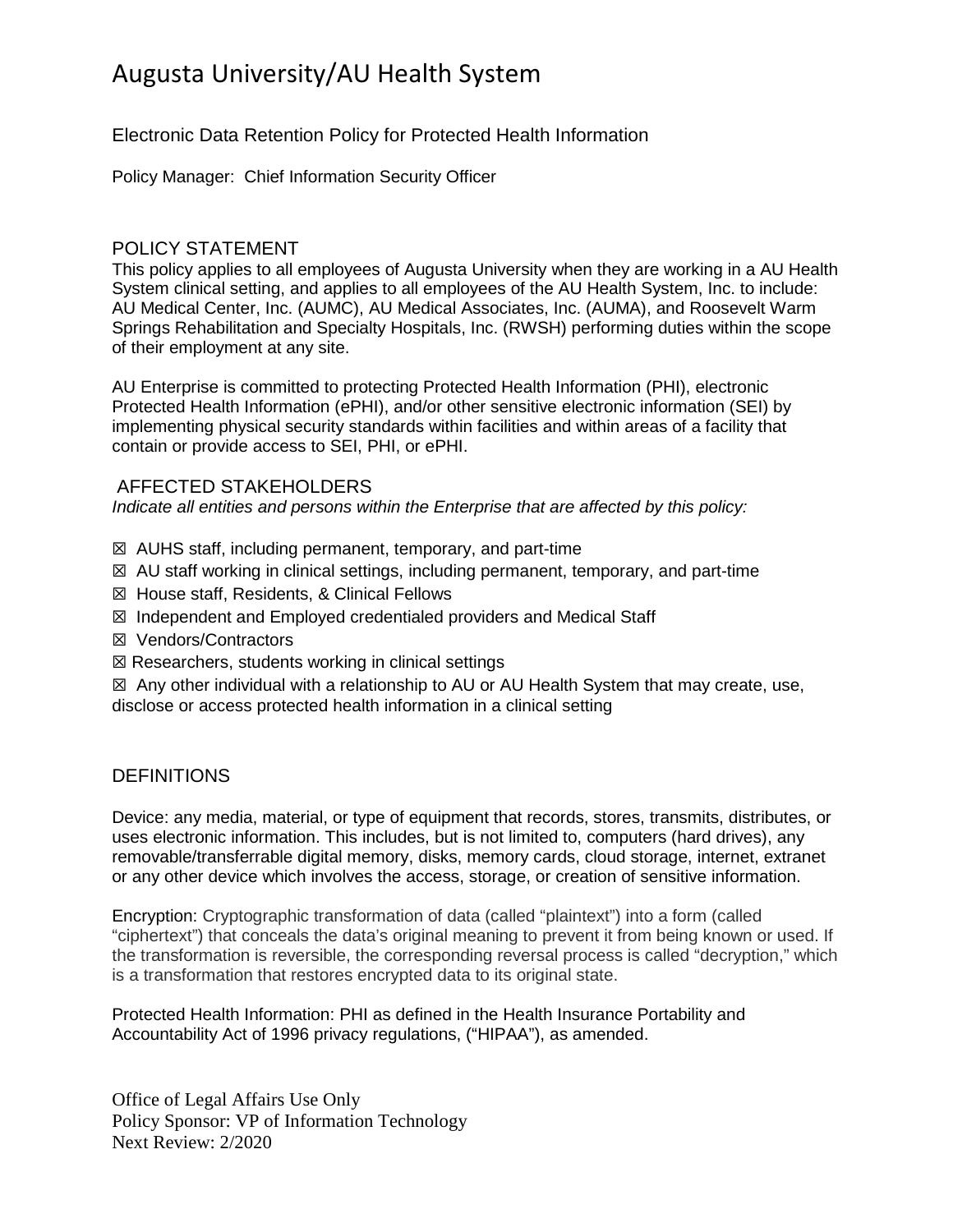# Augusta University/AU Health System

Electronic Data Retention Policy for Protected Health Information

Policy Manager: Chief Information Security Officer

## POLICY STATEMENT

This policy applies to all employees of Augusta University when they are working in a AU Health System clinical setting, and applies to all employees of the AU Health System, Inc. to include: AU Medical Center, Inc. (AUMC), AU Medical Associates, Inc. (AUMA), and Roosevelt Warm Springs Rehabilitation and Specialty Hospitals, Inc. (RWSH) performing duties within the scope of their employment at any site.

AU Enterprise is committed to protecting Protected Health Information (PHI), electronic Protected Health Information (ePHI), and/or other sensitive electronic information (SEI) by implementing physical security standards within facilities and within areas of a facility that contain or provide access to SEI, PHI, or ePHI.

## AFFECTED STAKEHOLDERS

*Indicate all entities and persons within the Enterprise that are affected by this policy:*

☒ AUHS staff, including permanent, temporary, and part-time

☒ AU staff working in clinical settings, including permanent, temporary, and part-time

☒ House staff, Residents, & Clinical Fellows

☒ Independent and Employed credentialed providers and Medical Staff

☒ Vendors/Contractors

☒ Researchers, students working in clinical settings

☒ Any other individual with a relationship to AU or AU Health System that may create, use, disclose or access protected health information in a clinical setting

## DEFINITIONS

Device: any media, material, or type of equipment that records, stores, transmits, distributes, or uses electronic information. This includes, but is not limited to, computers (hard drives), any removable/transferrable digital memory, disks, memory cards, cloud storage, internet, extranet or any other device which involves the access, storage, or creation of sensitive information.

Encryption: Cryptographic transformation of data (called "plaintext") into a form (called "ciphertext") that conceals the data's original meaning to prevent it from being known or used. If the transformation is reversible, the corresponding reversal process is called "decryption," which is a transformation that restores encrypted data to its original state.

Protected Health Information: PHI as defined in the Health Insurance Portability and Accountability Act of 1996 privacy regulations, ("HIPAA"), as amended.

Office of Legal Affairs Use Only
Policy Sponsor: VP of Information Technology
Next Review: 2/2020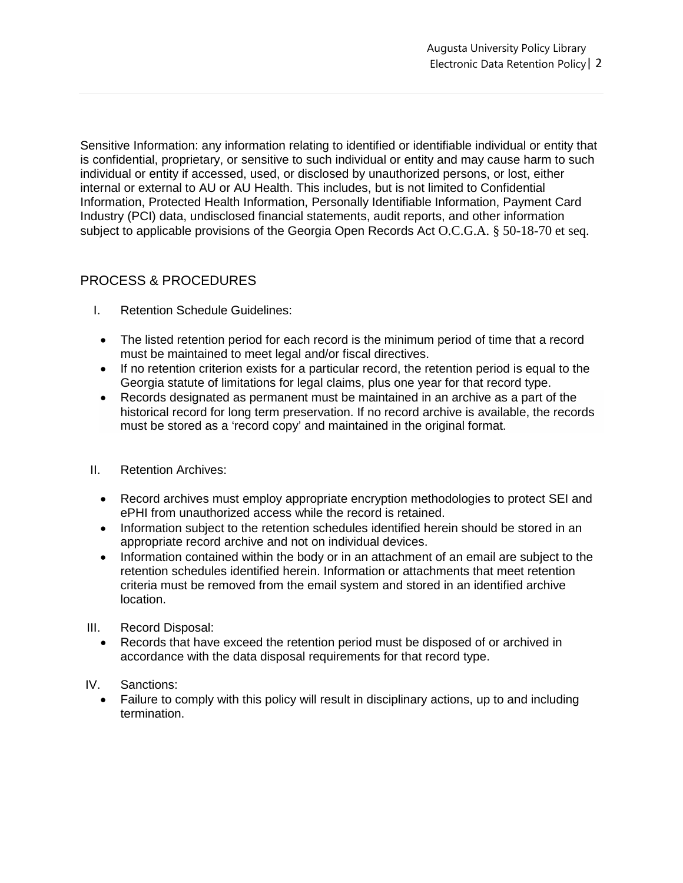Sensitive Information: any information relating to identified or identifiable individual or entity that is confidential, proprietary, or sensitive to such individual or entity and may cause harm to such individual or entity if accessed, used, or disclosed by unauthorized persons, or lost, either internal or external to AU or AU Health. This includes, but is not limited to Confidential Information, Protected Health Information, Personally Identifiable Information, Payment Card Industry (PCI) data, undisclosed financial statements, audit reports, and other information subject to applicable provisions of the Georgia Open Records Act O.C.G.A. § 50-18-70 et seq.

## PROCESS & PROCEDURES

I. Retention Schedule Guidelines:

- The listed retention period for each record is the minimum period of time that a record must be maintained to meet legal and/or fiscal directives.
- If no retention criterion exists for a particular record, the retention period is equal to the Georgia statute of limitations for legal claims, plus one year for that record type.
- Records designated as permanent must be maintained in an archive as a part of the historical record for long term preservation. If no record archive is available, the records must be stored as a 'record copy' and maintained in the original format.

II. Retention Archives:

- Record archives must employ appropriate encryption methodologies to protect SEI and ePHI from unauthorized access while the record is retained.
- Information subject to the retention schedules identified herein should be stored in an appropriate record archive and not on individual devices.
- Information contained within the body or in an attachment of an email are subject to the retention schedules identified herein. Information or attachments that meet retention criteria must be removed from the email system and stored in an identified archive location.

III. Record Disposal:

- Records that have exceed the retention period must be disposed of or archived in accordance with the data disposal requirements for that record type.

IV. Sanctions:

- Failure to comply with this policy will result in disciplinary actions, up to and including termination.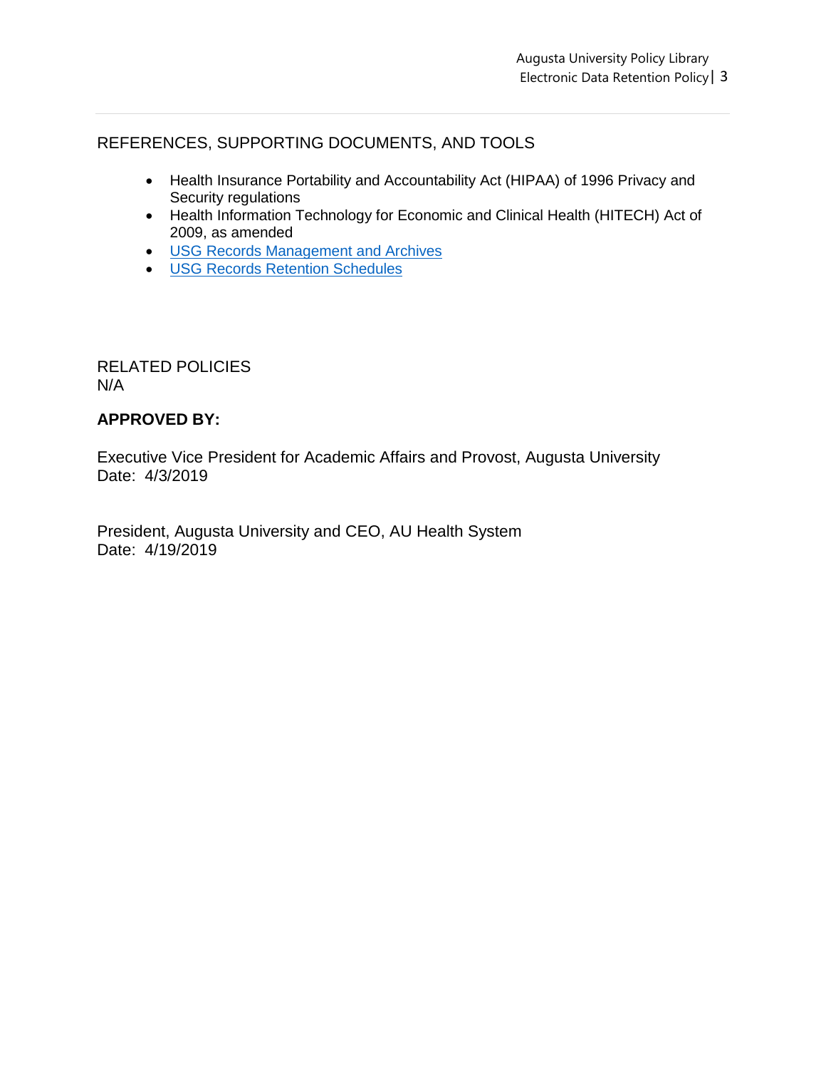## REFERENCES, SUPPORTING DOCUMENTS, AND TOOLS

- Health Insurance Portability and Accountability Act (HIPAA) of 1996 Privacy and Security regulations
- Health Information Technology for Economic and Clinical Health (HITECH) Act of 2009, as amended
- USG Records Management and Archives
- USG Records Retention Schedules

## RELATED POLICIES

N/A

**APPROVED BY:**

Executive Vice President for Academic Affairs and Provost, Augusta University
Date: 4/3/2019

President, Augusta University and CEO, AU Health System
Date: 4/19/2019